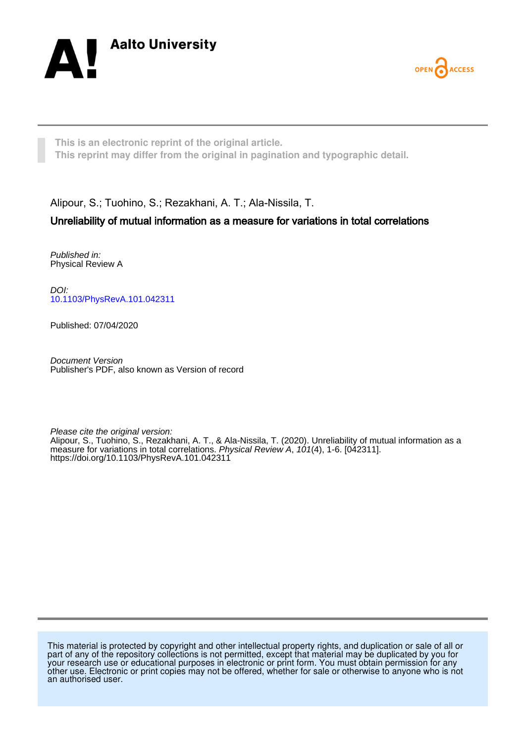Aalto University

OPEN ACCESS

This is an electronic reprint of the original article.
This reprint may differ from the original in pagination and typographic detail.

Alipour, S.; Tuohino, S.; Rezakhani, A. T.; Ala-Nissila, T.

## Unreliability of mutual information as a measure for variations in total correlations

*Published in:*
Physical Review A

*DOI:*
[10.1103/PhysRevA.101.042311](https://doi.org/10.1103/PhysRevA.101.042311)

Published: 07/04/2020

*Document Version*
Publisher's PDF, also known as Version of record

*Please cite the original version:*
Alipour, S., Tuohino, S., Rezakhani, A. T., & Ala-Nissila, T. (2020). Unreliability of mutual information as a measure for variations in total correlations. *Physical Review A*, *101*(4), 1-6. [042311].
https://doi.org/10.1103/PhysRevA.101.042311

This material is protected by copyright and other intellectual property rights, and duplication or sale of all or part of any of the repository collections is not permitted, except that material may be duplicated by you for your research use or educational purposes in electronic or print form. You must obtain permission for any other use. Electronic or print copies may not be offered, whether for sale or otherwise to anyone who is not an authorised user.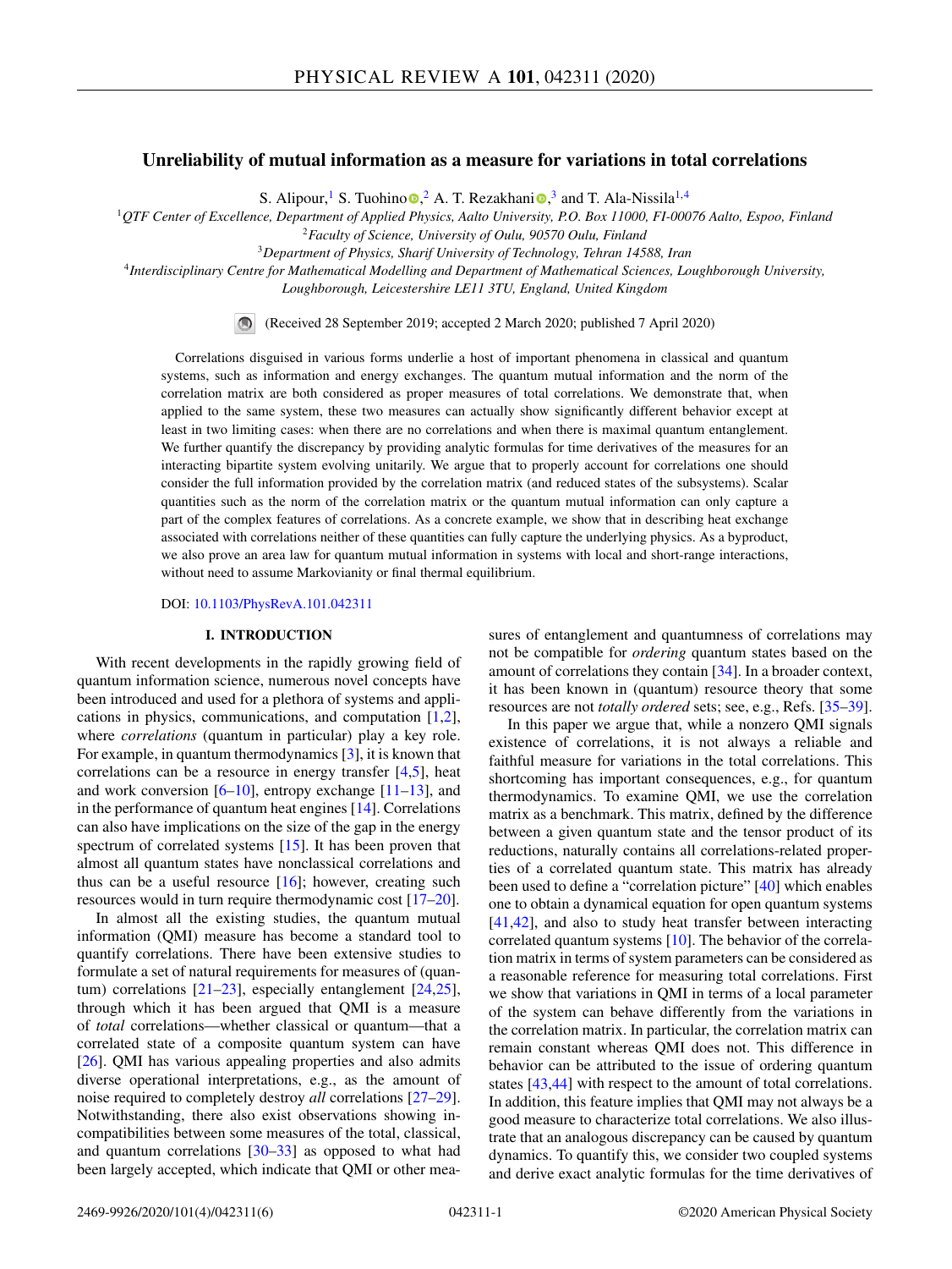# Unreliability of mutual information as a measure for variations in total correlations

S. Alipour,[1] S. Tuohino,[2] A. T. Rezakhani,[3] and T. Ala-Nissila[1,4]

[1] *QTF Center of Excellence, Department of Applied Physics, Aalto University, P.O. Box 11000, FI-00076 Aalto, Espoo, Finland*
[2] *Faculty of Science, University of Oulu, 90570 Oulu, Finland*
[3] *Department of Physics, Sharif University of Technology, Tehran 14588, Iran*
[4] *Interdisciplinary Centre for Mathematical Modelling and Department of Mathematical Sciences, Loughborough University, Loughborough, Leicestershire LE11 3TU, England, United Kingdom*

(Received 28 September 2019; accepted 2 March 2020; published 7 April 2020)

Correlations disguised in various forms underlie a host of important phenomena in classical and quantum systems, such as information and energy exchanges. The quantum mutual information and the norm of the correlation matrix are both considered as proper measures of total correlations. We demonstrate that, when applied to the same system, these two measures can actually show significantly different behavior except at least in two limiting cases: when there are no correlations and when there is maximal quantum entanglement. We further quantify the discrepancy by providing analytic formulas for time derivatives of the measures for an interacting bipartite system evolving unitarily. We argue that to properly account for correlations one should consider the full information provided by the correlation matrix (and reduced states of the subsystems). Scalar quantities such as the norm of the correlation matrix or the quantum mutual information can only capture a part of the complex features of correlations. As a concrete example, we show that in describing heat exchange associated with correlations neither of these quantities can fully capture the underlying physics. As a byproduct, we also prove an area law for quantum mutual information in systems with local and short-range interactions, without need to assume Markovianity or final thermal equilibrium.

DOI: 10.1103/PhysRevA.101.042311

## I. INTRODUCTION

With recent developments in the rapidly growing field of quantum information science, numerous novel concepts have been introduced and used for a plethora of systems and applications in physics, communications, and computation [1,2], where *correlations* (quantum in particular) play a key role. For example, in quantum thermodynamics [3], it is known that correlations can be a resource in energy transfer [4,5], heat and work conversion [6–10], entropy exchange [11–13], and in the performance of quantum heat engines [14]. Correlations can also have implications on the size of the gap in the energy spectrum of correlated systems [15]. It has been proven that almost all quantum states have nonclassical correlations and thus can be a useful resource [16]; however, creating such resources would in turn require thermodynamic cost [17–20].

In almost all the existing studies, the quantum mutual information (QMI) measure has become a standard tool to quantify correlations. There have been extensive studies to formulate a set of natural requirements for measures of (quantum) correlations [21–23], especially entanglement [24,25], through which it has been argued that QMI is a measure of *total* correlations—whether classical or quantum—that a correlated state of a composite quantum system can have [26]. QMI has various appealing properties and also admits diverse operational interpretations, e.g., as the amount of noise required to completely destroy *all* correlations [27–29]. Notwithstanding, there also exist observations showing incompatibilities between some measures of the total, classical, and quantum correlations [30–33] as opposed to what had been largely accepted, which indicate that QMI or other measures of entanglement and quantumness of correlations may not be compatible for *ordering* quantum states based on the amount of correlations they contain [34]. In a broader context, it has been known in (quantum) resource theory that some resources are not *totally ordered* sets; see, e.g., Refs. [35–39].

In this paper we argue that, while a nonzero QMI signals existence of correlations, it is not always a reliable and faithful measure for variations in the total correlations. This shortcoming has important consequences, e.g., for quantum thermodynamics. To examine QMI, we use the correlation matrix as a benchmark. This matrix, defined by the difference between a given quantum state and the tensor product of its reductions, naturally contains all correlations-related properties of a correlated quantum state. This matrix has already been used to define a "correlation picture" [40] which enables one to obtain a dynamical equation for open quantum systems [41,42], and also to study heat transfer between interacting correlated quantum systems [10]. The behavior of the correlation matrix in terms of system parameters can be considered as a reasonable reference for measuring total correlations. First we show that variations in QMI in terms of a local parameter of the system can behave differently from the variations in the correlation matrix. In particular, the correlation matrix can remain constant whereas QMI does not. This difference in behavior can be attributed to the issue of ordering quantum states [43,44] with respect to the amount of total correlations. In addition, this feature implies that QMI may not always be a good measure to characterize total correlations. We also illustrate that an analogous discrepancy can be caused by quantum dynamics. To quantify this, we consider two coupled systems and derive exact analytic formulas for the time derivatives of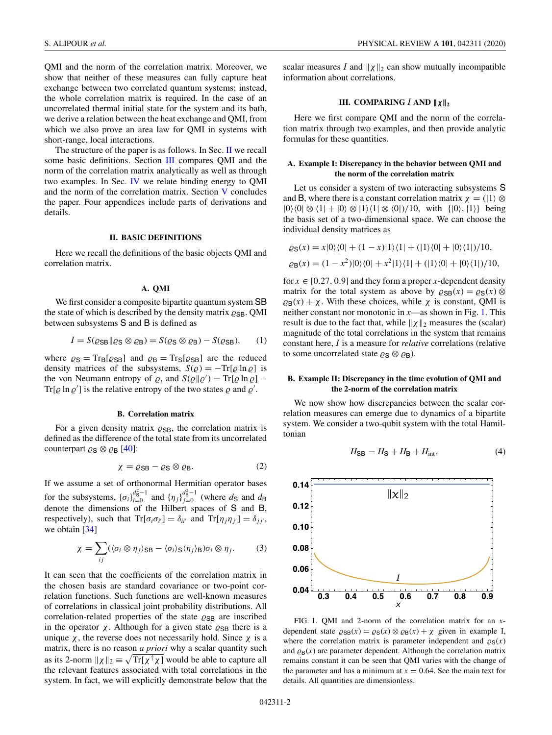QMI and the norm of the correlation matrix. Moreover, we show that neither of these measures can fully capture heat exchange between two correlated quantum systems; instead, the whole correlation matrix is required. In the case of an uncorrelated thermal initial state for the system and its bath, we derive a relation between the heat exchange and QMI, from which we also prove an area law for QMI in systems with short-range, local interactions.

The structure of the paper is as follows. In Sec. II we recall some basic definitions. Section III compares QMI and the norm of the correlation matrix analytically as well as through two examples. In Sec. IV we relate binding energy to QMI and the norm of the correlation matrix. Section V concludes the paper. Four appendices include parts of derivations and details.

## II. BASIC DEFINITIONS

Here we recall the definitions of the basic objects QMI and correlation matrix.

### A. QMI

We first consider a composite bipartite quantum system SB the state of which is described by the density matrix $\varrho_{\mathsf{SB}}$. QMI between subsystems S and B is defined as

$$I = S(\varrho_{\mathsf{SB}} \| \varrho_{\mathsf{S}} \otimes \varrho_{\mathsf{B}}) = S(\varrho_{\mathsf{S}} \otimes \varrho_{\mathsf{B}}) - S(\varrho_{\mathsf{SB}}), \tag{1}$$

where $\varrho_{\mathsf{S}} = \mathrm{Tr}_{\mathsf{B}}[\varrho_{\mathsf{SB}}]$ and $\varrho_{\mathsf{B}} = \mathrm{Tr}_{\mathsf{S}}[\varrho_{\mathsf{SB}}]$ are the reduced density matrices of the subsystems, $S(\varrho) = -\mathrm{Tr}[\varrho \ln \varrho]$ is the von Neumann entropy of $\varrho$, and $S(\varrho\|\varrho') = \mathrm{Tr}[\varrho \ln \varrho] - \mathrm{Tr}[\varrho \ln \varrho']$ is the relative entropy of the two states $\varrho$ and $\varrho'$.

### B. Correlation matrix

For a given density matrix $\varrho_{\mathsf{SB}}$, the correlation matrix is defined as the difference of the total state from its uncorrelated counterpart $\varrho_{\mathsf{S}} \otimes \varrho_{\mathsf{B}}$ [40]:

$$\chi = \varrho_{\mathsf{SB}} - \varrho_{\mathsf{S}} \otimes \varrho_{\mathsf{B}}. \tag{2}$$

If we assume a set of orthonormal Hermitian operator bases for the subsystems, $\{\sigma_i\}_{i=0}^{d_{\mathsf{S}}^2-1}$ and $\{\eta_j\}_{j=0}^{d_{\mathsf{B}}^2-1}$ (where $d_{\mathsf{S}}$ and $d_{\mathsf{B}}$ denote the dimensions of the Hilbert spaces of S and B, respectively), such that $\mathrm{Tr}[\sigma_i \sigma_{i'}] = \delta_{ii'}$ and $\mathrm{Tr}[\eta_j \eta_{j'}] = \delta_{jj'}$, we obtain [34]

$$\chi = \sum_{ij} (\langle \sigma_i \otimes \eta_j \rangle_{\mathsf{SB}} - \langle \sigma_i \rangle_{\mathsf{S}} \langle \eta_j \rangle_{\mathsf{B}}) \sigma_i \otimes \eta_j. \tag{3}$$

It can seen that the coefficients of the correlation matrix in the chosen basis are standard covariance or two-point correlation functions. Such functions are well-known measures of correlations in classical joint probability distributions. All correlation-related properties of the state $\varrho_{\mathsf{SB}}$ are inscribed in the operator $\chi$. Although for a given state $\varrho_{\mathsf{SB}}$ there is a unique $\chi$, the reverse does not necessarily hold. Since $\chi$ is a matrix, there is no reason *a priori* why a scalar quantity such as its 2-norm $\|\chi\|_2 \equiv \sqrt{\mathrm{Tr}[\chi^\dagger \chi]}$ would be able to capture all the relevant features associated with total correlations in the system. In fact, we will explicitly demonstrate below that the scalar measures $I$ and $\|\chi\|_2$ can show mutually incompatible information about correlations.

## III. COMPARING $I$ AND $\|\chi\|_2$

Here we first compare QMI and the norm of the correlation matrix through two examples, and then provide analytic formulas for these quantities.

### A. Example I: Discrepancy in the behavior between QMI and the norm of the correlation matrix

Let us consider a system of two interacting subsystems S and B, where there is a constant correlation matrix $\chi = (|1\rangle \otimes |0\rangle\langle 0| \otimes \langle 1| + |0\rangle \otimes |1\rangle\langle 1| \otimes \langle 0|)/10$, with $\{|0\rangle, |1\rangle\}$ being the basis set of a two-dimensional space. We can choose the individual density matrices as

$$\varrho_{\mathsf{S}}(x) = x|0\rangle\langle 0| + (1-x)|1\rangle\langle 1| + (|1\rangle\langle 0| + |0\rangle\langle 1|)/10,$$

$$\varrho_{\mathsf{B}}(x) = (1-x^2)|0\rangle\langle 0| + x^2|1\rangle\langle 1| + (|1\rangle\langle 0| + |0\rangle\langle 1|)/10,$$

for $x \in [0.27, 0.9]$ and they form a proper $x$-dependent density matrix for the total system as above by $\varrho_{\mathsf{SB}}(x) = \varrho_{\mathsf{S}}(x) \otimes \varrho_{\mathsf{B}}(x) + \chi$. With these choices, while $\chi$ is constant, QMI is neither constant nor monotonic in $x$—as shown in Fig. 1. This result is due to the fact that, while $\|\chi\|_2$ measures the (scalar) magnitude of the total correlations in the system that remains constant here, $I$ is a measure for *relative* correlations (relative to some uncorrelated state $\varrho_{\mathsf{S}} \otimes \varrho_{\mathsf{B}}$).

### B. Example II: Discrepancy in the time evolution of QMI and the 2-norm of the correlation matrix

We now show how discrepancies between the scalar correlation measures can emerge due to dynamics of a bipartite system. We consider a two-qubit system with the total Hamiltonian

$$H_{\mathsf{SB}} = H_{\mathsf{S}} + H_{\mathsf{B}} + H_{\mathrm{int}}, \tag{4}$$

FIG. 1. QMI and 2-norm of the correlation matrix for an $x$-dependent state $\varrho_{\mathsf{SB}}(x) = \varrho_{\mathsf{S}}(x) \otimes \varrho_{\mathsf{B}}(x) + \chi$ given in example I, where the correlation matrix is parameter independent and $\varrho_{\mathsf{S}}(x)$ and $\varrho_{\mathsf{B}}(x)$ are parameter dependent. Although the correlation matrix remains constant it can be seen that QMI varies with the change of the parameter and has a minimum at $x = 0.64$. See the main text for details. All quantities are dimensionless.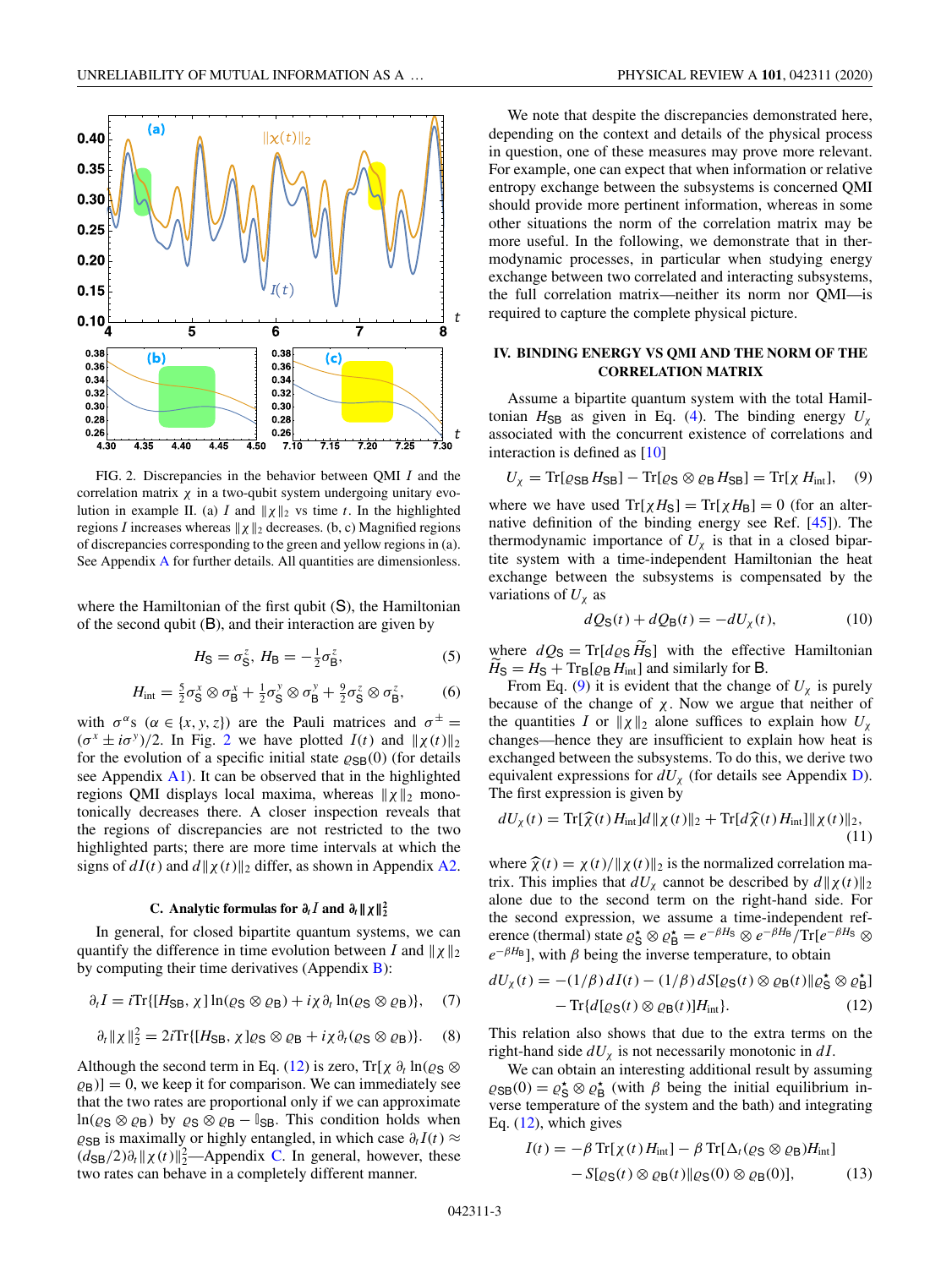FIG. 2. Discrepancies in the behavior between QMI $I$ and the correlation matrix $\chi$ in a two-qubit system undergoing unitary evolution in example II. (a) $I$ and $\|\chi\|_2$ vs time $t$. In the highlighted regions $I$ increases whereas $\|\chi\|_2$ decreases. (b, c) Magnified regions of discrepancies corresponding to the green and yellow regions in (a). See Appendix A for further details. All quantities are dimensionless.

where the Hamiltonian of the first qubit (S), the Hamiltonian of the second qubit (B), and their interaction are given by

$$H_{\mathsf{S}} = \sigma^z_{\mathsf{S}},\ H_{\mathsf{B}} = -\tfrac{1}{2}\sigma^z_{\mathsf{B}}, \tag{5}$$

$$H_{\text{int}} = \tfrac{5}{2}\sigma^x_{\mathsf{S}}\otimes\sigma^x_{\mathsf{B}} + \tfrac{1}{2}\sigma^y_{\mathsf{S}}\otimes\sigma^y_{\mathsf{B}} + \tfrac{9}{2}\sigma^z_{\mathsf{S}}\otimes\sigma^z_{\mathsf{B}}, \tag{6}$$

with $\sigma^\alpha$s ($\alpha \in \{x, y, z\}$) are the Pauli matrices and $\sigma^\pm = (\sigma^x \pm i\sigma^y)/2$. In Fig. 2 we have plotted $I(t)$ and $\|\chi(t)\|_2$ for the evolution of a specific initial state $\varrho_{\mathsf{SB}}(0)$ (for details see Appendix A1). It can be observed that in the highlighted regions QMI displays local maxima, whereas $\|\chi\|_2$ monotonically decreases there. A closer inspection reveals that the regions of discrepancies are not restricted to the two highlighted parts; there are more time intervals at which the signs of $dI(t)$ and $d\|\chi(t)\|_2$ differ, as shown in Appendix A2.

### C. Analytic formulas for $\partial_t I$ and $\partial_t \|\chi\|_2^2$

In general, for closed bipartite quantum systems, we can quantify the difference in time evolution between $I$ and $\|\chi\|_2$ by computing their time derivatives (Appendix B):

$$\partial_t I = i\text{Tr}\{[H_{\mathsf{SB}}, \chi]\ln(\varrho_{\mathsf{S}}\otimes\varrho_{\mathsf{B}}) + i\chi\,\partial_t \ln(\varrho_{\mathsf{S}}\otimes\varrho_{\mathsf{B}})\}, \tag{7}$$

$$\partial_t \|\chi\|_2^2 = 2i\text{Tr}\{[H_{\mathsf{SB}}, \chi]\varrho_{\mathsf{S}}\otimes\varrho_{\mathsf{B}} + i\chi\,\partial_t(\varrho_{\mathsf{S}}\otimes\varrho_{\mathsf{B}})\}. \tag{8}$$

Although the second term in Eq. (12) is zero, $\text{Tr}[\chi\ \partial_t \ln(\varrho_{\mathsf{S}}\otimes\varrho_{\mathsf{B}})] = 0$, we keep it for comparison. We can immediately see that the two rates are proportional only if we can approximate $\ln(\varrho_{\mathsf{S}}\otimes\varrho_{\mathsf{B}})$ by $\varrho_{\mathsf{S}}\otimes\varrho_{\mathsf{B}} - \mathbb{I}_{\mathsf{SB}}$. This condition holds when $\varrho_{\mathsf{SB}}$ is maximally or highly entangled, in which case $\partial_t I(t) \approx (d_{\mathsf{SB}}/2)\partial_t\|\chi(t)\|_2^2$—Appendix C. In general, however, these two rates can behave in a completely different manner.

We note that despite the discrepancies demonstrated here, depending on the context and details of the physical process in question, one of these measures may prove more relevant. For example, one can expect that when information or relative entropy exchange between the subsystems is concerned QMI should provide more pertinent information, whereas in some other situations the norm of the correlation matrix may be more useful. In the following, we demonstrate that in thermodynamic processes, in particular when studying energy exchange between two correlated and interacting subsystems, the full correlation matrix—neither its norm nor QMI—is required to capture the complete physical picture.

## IV. BINDING ENERGY VS QMI AND THE NORM OF THE CORRELATION MATRIX

Assume a bipartite quantum system with the total Hamiltonian $H_{\mathsf{SB}}$ as given in Eq. (4). The binding energy $U_\chi$ associated with the concurrent existence of correlations and interaction is defined as [10]

$$U_\chi = \text{Tr}[\varrho_{\mathsf{SB}} H_{\mathsf{SB}}] - \text{Tr}[\varrho_{\mathsf{S}}\otimes\varrho_{\mathsf{B}} H_{\mathsf{SB}}] = \text{Tr}[\chi\, H_{\text{int}}], \tag{9}$$

where we have used $\text{Tr}[\chi H_{\mathsf{S}}] = \text{Tr}[\chi H_{\mathsf{B}}] = 0$ (for an alternative definition of the binding energy see Ref. [45]). The thermodynamic importance of $U_\chi$ is that in a closed bipartite system with a time-independent Hamiltonian the heat exchange between the subsystems is compensated by the variations of $U_\chi$ as

$$dQ_{\mathsf{S}}(t) + dQ_{\mathsf{B}}(t) = -dU_\chi(t), \tag{10}$$

where $dQ_{\mathsf{S}} = \text{Tr}[d\varrho_{\mathsf{S}}\widetilde{H}_{\mathsf{S}}]$ with the effective Hamiltonian $\widetilde{H}_{\mathsf{S}} = H_{\mathsf{S}} + \text{Tr}_{\mathsf{B}}[\varrho_{\mathsf{B}} H_{\text{int}}]$ and similarly for B.

From Eq. (9) it is evident that the change of $U_\chi$ is purely because of the change of $\chi$. Now we argue that neither of the quantities $I$ or $\|\chi\|_2$ alone suffices to explain how $U_\chi$ changes—hence they are insufficient to explain how heat is exchanged between the subsystems. To do this, we derive two equivalent expressions for $dU_\chi$ (for details see Appendix D). The first expression is given by

$$dU_\chi(t) = \text{Tr}[\widehat{\chi}(t)H_{\text{int}}]d\|\chi(t)\|_2 + \text{Tr}[d\widehat{\chi}(t)H_{\text{int}}]\|\chi(t)\|_2, \tag{11}$$

where $\widehat{\chi}(t) = \chi(t)/\|\chi(t)\|_2$ is the normalized correlation matrix. This implies that $dU_\chi$ cannot be described by $d\|\chi(t)\|_2$ alone due to the second term on the right-hand side. For the second expression, we assume a time-independent reference (thermal) state $\varrho^\star_{\mathsf{S}}\otimes\varrho^\star_{\mathsf{B}} = e^{-\beta H_{\mathsf{S}}}\otimes e^{-\beta H_{\mathsf{B}}}/\text{Tr}[e^{-\beta H_{\mathsf{S}}}\otimes e^{-\beta H_{\mathsf{B}}}]$, with $\beta$ being the inverse temperature, to obtain

$$\begin{aligned} dU_\chi(t) = &-(1/\beta)\,dI(t) - (1/\beta)\,dS[\varrho_{\mathsf{S}}(t)\otimes\varrho_{\mathsf{B}}(t)\|\varrho^\star_{\mathsf{S}}\otimes\varrho^\star_{\mathsf{B}}]\\ &-\text{Tr}\{d[\varrho_{\mathsf{S}}(t)\otimes\varrho_{\mathsf{B}}(t)]H_{\text{int}}\}. \end{aligned} \tag{12}$$

This relation also shows that due to the extra terms on the right-hand side $dU_\chi$ is not necessarily monotonic in $dI$.

We can obtain an interesting additional result by assuming $\varrho_{\mathsf{SB}}(0) = \varrho^\star_{\mathsf{S}}\otimes\varrho^\star_{\mathsf{B}}$ (with $\beta$ being the initial equilibrium inverse temperature of the system and the bath) and integrating Eq. (12), which gives

$$\begin{aligned} I(t) = &-\beta\,\text{Tr}[\chi(t)H_{\text{int}}] - \beta\,\text{Tr}[\Delta_t(\varrho_{\mathsf{S}}\otimes\varrho_{\mathsf{B}})H_{\text{int}}]\\ &- S[\varrho_{\mathsf{S}}(t)\otimes\varrho_{\mathsf{B}}(t)\|\varrho_{\mathsf{S}}(0)\otimes\varrho_{\mathsf{B}}(0)], \end{aligned} \tag{13}$$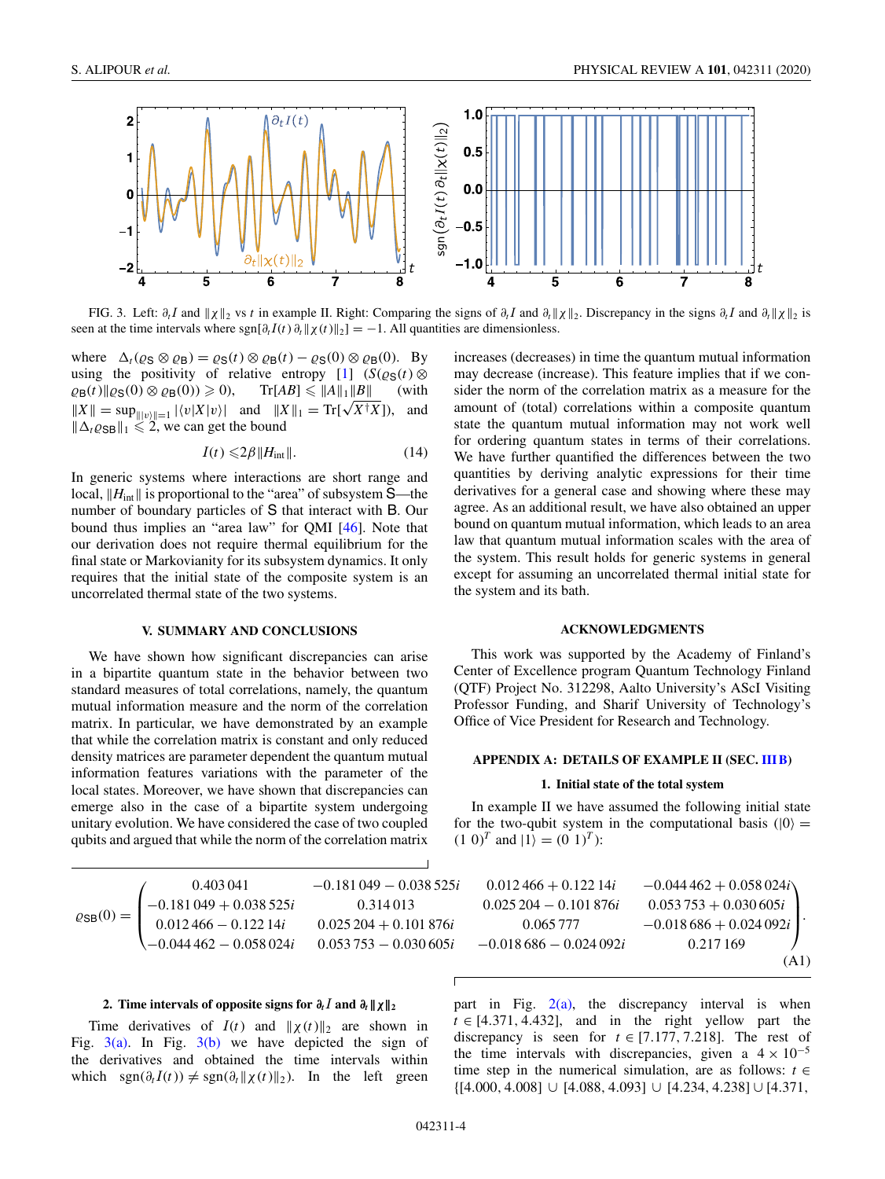FIG. 3. Left: $\partial_t I$ and $\|\chi\|_2$ vs $t$ in example II. Right: Comparing the signs of $\partial_t I$ and $\partial_t\|\chi\|_2$. Discrepancy in the signs $\partial_t I$ and $\partial_t\|\chi\|_2$ is seen at the time intervals where $\mathrm{sgn}[\partial_t I(t)\,\partial_t\|\chi(t)\|_2] = -1$. All quantities are dimensionless.

where $\Delta_t(\varrho_{\mathsf{S}}\otimes\varrho_{\mathsf{B}}) = \varrho_{\mathsf{S}}(t)\otimes\varrho_{\mathsf{B}}(t) - \varrho_{\mathsf{S}}(0)\otimes\varrho_{\mathsf{B}}(0)$. By using the positivity of relative entropy [1] ($S(\varrho_{\mathsf{S}}(t)\otimes\varrho_{\mathsf{B}}(t)\|\varrho_{\mathsf{S}}(0)\otimes\varrho_{\mathsf{B}}(0))\geqslant 0$), $\mathrm{Tr}[AB]\leqslant\|A\|_1\|B\|$ (with $\|X\| = \sup_{\||v\rangle\|=1}|\langle v|X|v\rangle|$ and $\|X\|_1 = \mathrm{Tr}[\sqrt{X^\dagger X}]$), and $\|\Delta_t\varrho_{\mathsf{SB}}\|_1\leqslant 2$, we can get the bound

$$
I(t)\leqslant 2\beta\|H_{\mathrm{int}}\|. \tag{14}
$$

In generic systems where interactions are short range and local, $\|H_{\mathrm{int}}\|$ is proportional to the "area" of subsystem $\mathsf{S}$—the number of boundary particles of $\mathsf{S}$ that interact with $\mathsf{B}$. Our bound thus implies an "area law" for QMI [46]. Note that our derivation does not require thermal equilibrium for the final state or Markovianity for its subsystem dynamics. It only requires that the initial state of the composite system is an uncorrelated thermal state of the two systems.

## V. SUMMARY AND CONCLUSIONS

We have shown how significant discrepancies can arise in a bipartite quantum state in the behavior between two standard measures of total correlations, namely, the quantum mutual information measure and the norm of the correlation matrix. In particular, we have demonstrated by an example that while the correlation matrix is constant and only reduced density matrices are parameter dependent the quantum mutual information features variations with the parameter of the local states. Moreover, we have shown that discrepancies can emerge also in the case of a bipartite system undergoing unitary evolution. We have considered the case of two coupled qubits and argued that while the norm of the correlation matrix increases (decreases) in time the quantum mutual information may decrease (increase). This feature implies that if we consider the norm of the correlation matrix as a measure for the amount of (total) correlations within a composite quantum state the quantum mutual information may not work well for ordering quantum states in terms of their correlations. We have further quantified the differences between the two quantities by deriving analytic expressions for their time derivatives for a general case and showing where these may agree. As an additional result, we have also obtained an upper bound on quantum mutual information, which leads to an area law that quantum mutual information scales with the area of the system. This result holds for generic systems in general except for assuming an uncorrelated thermal initial state for the system and its bath.

## ACKNOWLEDGMENTS

This work was supported by the Academy of Finland's Center of Excellence program Quantum Technology Finland (QTF) Project No. 312298, Aalto University's AScI Visiting Professor Funding, and Sharif University of Technology's Office of Vice President for Research and Technology.

## APPENDIX A: DETAILS OF EXAMPLE II (SEC. III B)

### 1. Initial state of the total system

In example II we have assumed the following initial state for the two-qubit system in the computational basis ($|0\rangle = (1\;0)^T$ and $|1\rangle = (0\;1)^T$):

$$
\varrho_{\mathsf{SB}}(0) = \begin{pmatrix} 0.403\,041 & -0.181\,049 - 0.038\,525i & 0.012\,466 + 0.122\,14i & -0.044\,462 + 0.058\,024i \\ -0.181\,049 + 0.038\,525i & 0.314\,013 & 0.025\,204 - 0.101\,876i & 0.053\,753 + 0.030\,605i \\ 0.012\,466 - 0.122\,14i & 0.025\,204 + 0.101\,876i & 0.065\,777 & -0.018\,686 + 0.024\,092i \\ -0.044\,462 - 0.058\,024i & 0.053\,753 - 0.030\,605i & -0.018\,686 - 0.024\,092i & 0.217\,169 \end{pmatrix}. \tag{A1}
$$

### 2. Time intervals of opposite signs for $\partial_t I$ and $\partial_t\|\chi\|_2$

Time derivatives of $I(t)$ and $\|\chi(t)\|_2$ are shown in Fig. 3(a). In Fig. 3(b) we have depicted the sign of the derivatives and obtained the time intervals within which $\mathrm{sgn}(\partial_t I(t))\neq\mathrm{sgn}(\partial_t\|\chi(t)\|_2)$. In the left green part in Fig. 2(a), the discrepancy interval is when $t\in[4.371, 4.432]$, and in the right yellow part the discrepancy is seen for $t\in[7.177, 7.218]$. The rest of the time intervals with discrepancies, given a $4\times 10^{-5}$ time step in the numerical simulation, are as follows: $t\in\{[4.000, 4.008]\cup[4.088, 4.093]\cup[4.234, 4.238]\cup[4.371,$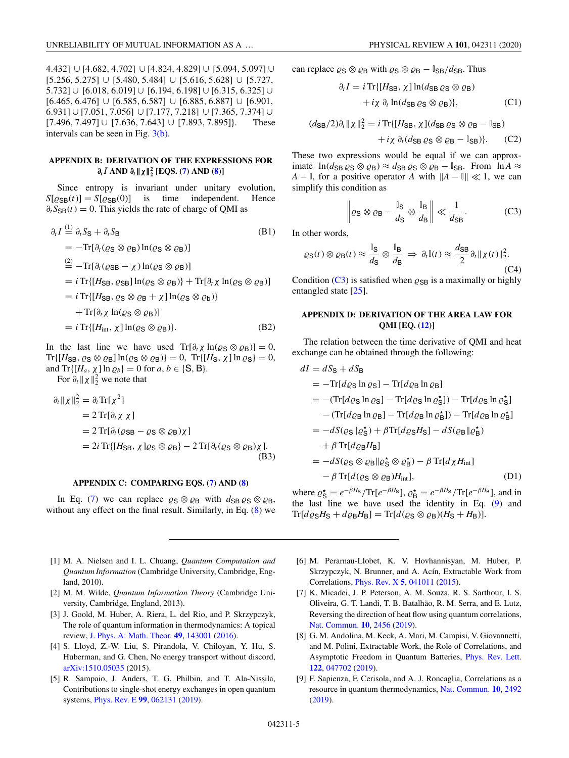4.432] ∪ [4.682, 4.702] ∪ [4.824, 4.829] ∪ [5.094, 5.097] ∪ [5.256, 5.275] ∪ [5.480, 5.484] ∪ [5.616, 5.628] ∪ [5.727, 5.732] ∪ [6.018, 6.019] ∪ [6.194, 6.198] ∪ [6.315, 6.325] ∪ [6.465, 6.476] ∪ [6.585, 6.587] ∪ [6.885, 6.887] ∪ [6.901, 6.931] ∪ [7.051, 7.056] ∪ [7.177, 7.218] ∪ [7.365, 7.374] ∪ [7.496, 7.497] ∪ [7.636, 7.643] ∪ [7.893, 7.895]}. These intervals can be seen in Fig. 3(b).

## APPENDIX B: DERIVATION OF THE EXPRESSIONS FOR $\partial_t I$ AND $\partial_t \|\chi\|_2^2$ [EQS. (7) AND (8)]

Since entropy is invariant under unitary evolution, $S[\varrho_{\mathsf{SB}}(t)] = S[\varrho_{\mathsf{SB}}(0)]$ is time independent. Hence $\partial_t S_{\mathsf{SB}}(t) = 0$. This yields the rate of charge of QMI as

$$
\begin{aligned}
\partial_t I &\overset{(1)}{=} \partial_t S_{\mathsf{S}} + \partial_t S_{\mathsf{B}} && \text{(B1)}\\
&= -\mathrm{Tr}[\partial_t(\varrho_{\mathsf{S}} \otimes \varrho_{\mathsf{B}}) \ln(\varrho_{\mathsf{S}} \otimes \varrho_{\mathsf{B}})]\\
&\overset{(2)}{=} -\mathrm{Tr}[\partial_t(\varrho_{\mathsf{SB}} - \chi) \ln(\varrho_{\mathsf{S}} \otimes \varrho_{\mathsf{B}})]\\
&= i\,\mathrm{Tr}\{[H_{\mathsf{SB}}, \varrho_{\mathsf{SB}}] \ln(\varrho_{\mathsf{S}} \otimes \varrho_{\mathsf{B}})\} + \mathrm{Tr}[\partial_t \chi \ln(\varrho_{\mathsf{S}} \otimes \varrho_{\mathsf{B}})]\\
&= i\,\mathrm{Tr}\{[H_{\mathsf{SB}}, \varrho_{\mathsf{S}} \otimes \varrho_{\mathsf{B}} + \chi] \ln(\varrho_{\mathsf{S}} \otimes \varrho_{b})\}\\
&\quad + \mathrm{Tr}[\partial_t \chi \ln(\varrho_{\mathsf{S}} \otimes \varrho_{\mathsf{B}})]\\
&= i\,\mathrm{Tr}\{[H_{\mathrm{int}}, \chi] \ln(\varrho_{\mathsf{S}} \otimes \varrho_{\mathsf{B}})\}. && \text{(B2)}
\end{aligned}
$$

In the last line we have used $\mathrm{Tr}[\partial_t \chi \ln(\varrho_{\mathsf{S}} \otimes \varrho_{\mathsf{B}})] = 0$, $\mathrm{Tr}\{[H_{\mathsf{SB}}, \varrho_{\mathsf{S}} \otimes \varrho_{\mathsf{B}}] \ln(\varrho_{\mathsf{S}} \otimes \varrho_{\mathsf{B}})\} = 0$, $\mathrm{Tr}\{[H_{\mathsf{S}}, \chi] \ln \varrho_{\mathsf{S}}\} = 0$, and $\mathrm{Tr}\{[H_a, \chi] \ln \varrho_b\} = 0$ for $a, b \in \{\mathsf{S}, \mathsf{B}\}$.

For $\partial_t \|\chi\|_2^2$ we note that

$$
\begin{aligned}
\partial_t \|\chi\|_2^2 &= \partial_t \mathrm{Tr}[\chi^2]\\
&= 2\,\mathrm{Tr}[\partial_t \chi\ \chi]\\
&= 2\,\mathrm{Tr}[\partial_t(\varrho_{\mathsf{SB}} - \varrho_{\mathsf{S}} \otimes \varrho_{\mathsf{B}})\chi]\\
&= 2i\,\mathrm{Tr}\{[H_{\mathsf{SB}}, \chi]\varrho_{\mathsf{S}} \otimes \varrho_{\mathsf{B}}\} - 2\,\mathrm{Tr}[\partial_t(\varrho_{\mathsf{S}} \otimes \varrho_{\mathsf{B}})\chi]. && \text{(B3)}
\end{aligned}
$$

## APPENDIX C: COMPARING EQS. (7) AND (8)

In Eq. (7) we can replace $\varrho_{\mathsf{S}} \otimes \varrho_{\mathsf{B}}$ with $d_{\mathsf{SB}}\, \varrho_{\mathsf{S}} \otimes \varrho_{\mathsf{B}}$, without any effect on the final result. Similarly, in Eq. (8) we can replace $\varrho_{\mathsf{S}} \otimes \varrho_{\mathsf{B}}$ with $\varrho_{\mathsf{S}} \otimes \varrho_{\mathsf{B}} - \mathbb{I}_{\mathsf{SB}}/d_{\mathsf{SB}}$. Thus

$$
\begin{aligned}
\partial_t I = i\,\mathrm{Tr}\{&[H_{\mathsf{SB}}, \chi] \ln(d_{\mathsf{SB}}\, \varrho_{\mathsf{S}} \otimes \varrho_{\mathsf{B}})\\
&+ i\chi\ \partial_t \ln(d_{\mathsf{SB}}\, \varrho_{\mathsf{S}} \otimes \varrho_{\mathsf{B}})\}, && \text{(C1)}
\end{aligned}
$$

$$
\begin{aligned}
(d_{\mathsf{SB}}/2)\partial_t \|\chi\|_2^2 = i\,\mathrm{Tr}\{&[H_{\mathsf{SB}}, \chi](d_{\mathsf{SB}}\, \varrho_{\mathsf{S}} \otimes \varrho_{\mathsf{B}} - \mathbb{I}_{\mathsf{SB}})\\
&+ i\chi\ \partial_t(d_{\mathsf{SB}}\, \varrho_{\mathsf{S}} \otimes \varrho_{\mathsf{B}} - \mathbb{I}_{\mathsf{SB}})\}. && \text{(C2)}
\end{aligned}
$$

These two expressions would be equal if we can approximate $\ln(d_{\mathsf{SB}}\, \varrho_{\mathsf{S}} \otimes \varrho_{\mathsf{B}}) \approx d_{\mathsf{SB}}\, \varrho_{\mathsf{S}} \otimes \varrho_{\mathsf{B}} - \mathbb{I}_{\mathsf{SB}}$. From $\ln A \approx A - \mathbb{I}$, for a positive operator $A$ with $\|A - \mathbb{I}\| \ll 1$, we can simplify this condition as

$$
\left\| \varrho_{\mathsf{S}} \otimes \varrho_{\mathsf{B}} - \frac{\mathbb{I}_{\mathsf{S}}}{d_{\mathsf{S}}} \otimes \frac{\mathbb{I}_{\mathsf{B}}}{d_{\mathsf{B}}} \right\| \ll \frac{1}{d_{\mathsf{SB}}}. \tag{C3}
$$

In other words,

$$
\varrho_{\mathsf{S}}(t) \otimes \varrho_{\mathsf{B}}(t) \approx \frac{\mathbb{I}_{\mathsf{S}}}{d_{\mathsf{S}}} \otimes \frac{\mathbb{I}_{\mathsf{B}}}{d_{\mathsf{B}}} \ \Rightarrow\ \partial_t \mathbb{I}(t) \approx \frac{d_{\mathsf{SB}}}{2} \partial_t \|\chi(t)\|_2^2. \tag{C4}
$$

Condition (C3) is satisfied when $\varrho_{\mathsf{SB}}$ is a maximally or highly entangled state [25].

## APPENDIX D: DERIVATION OF THE AREA LAW FOR QMI [EQ. (12)]

The relation between the time derivative of QMI and heat exchange can be obtained through the following:

$$
\begin{aligned}
dI &= dS_{\mathsf{S}} + dS_{\mathsf{B}}\\
&= -\mathrm{Tr}[d\varrho_{\mathsf{S}} \ln \varrho_{\mathsf{S}}] - \mathrm{Tr}[d\varrho_{\mathsf{B}} \ln \varrho_{\mathsf{B}}]\\
&= -(\mathrm{Tr}[d\varrho_{\mathsf{S}} \ln \varrho_{\mathsf{S}}] - \mathrm{Tr}[d\varrho_{\mathsf{S}} \ln \varrho_{\mathsf{S}}^{\star}]) - \mathrm{Tr}[d\varrho_{\mathsf{S}} \ln \varrho_{\mathsf{S}}^{\star}]\\
&\quad - (\mathrm{Tr}[d\varrho_{\mathsf{B}} \ln \varrho_{\mathsf{B}}] - \mathrm{Tr}[d\varrho_{\mathsf{B}} \ln \varrho_{\mathsf{B}}^{\star}]) - \mathrm{Tr}[d\varrho_{\mathsf{B}} \ln \varrho_{\mathsf{B}}^{\star}]\\
&= -dS(\varrho_{\mathsf{S}} \| \varrho_{\mathsf{S}}^{\star}) + \beta \mathrm{Tr}[d\varrho_{\mathsf{S}} H_{\mathsf{S}}] - dS(\varrho_{\mathsf{B}} \| \varrho_{\mathsf{B}}^{\star})\\
&\quad + \beta\,\mathrm{Tr}[d\varrho_{\mathsf{B}} H_{\mathsf{B}}]\\
&= -dS(\varrho_{\mathsf{S}} \otimes \varrho_{\mathsf{B}} \| \varrho_{\mathsf{S}}^{\star} \otimes \varrho_{\mathsf{B}}^{\star}) - \beta\,\mathrm{Tr}[d\chi H_{\mathrm{int}}]\\
&\quad - \beta\,\mathrm{Tr}[d(\varrho_{\mathsf{S}} \otimes \varrho_{\mathsf{B}}) H_{\mathrm{int}}], && \text{(D1)}
\end{aligned}
$$

where $\varrho_{\mathsf{S}}^{\star} = e^{-\beta H_{\mathsf{S}}}/\mathrm{Tr}[e^{-\beta H_{\mathsf{S}}}]$, $\varrho_{\mathsf{B}}^{\star} = e^{-\beta H_{\mathsf{B}}}/\mathrm{Tr}[e^{-\beta H_{\mathsf{B}}}]$, and in the last line we have used the identity in Eq. (9) and $\mathrm{Tr}[d\varrho_{\mathsf{S}} H_{\mathsf{S}} + d\varrho_{\mathsf{B}} H_{\mathsf{B}}] = \mathrm{Tr}[d(\varrho_{\mathsf{S}} \otimes \varrho_{\mathsf{B}})(H_{\mathsf{S}} + H_{\mathsf{B}})]$.

---

[1] M. A. Nielsen and I. L. Chuang, *Quantum Computation and Quantum Information* (Cambridge University, Cambridge, England, 2010).

[2] M. M. Wilde, *Quantum Information Theory* (Cambridge University, Cambridge, England, 2013).

[3] J. Goold, M. Huber, A. Riera, L. del Rio, and P. Skrzypczyk, The role of quantum information in thermodynamics: A topical review, J. Phys. A: Math. Theor. **49**, 143001 (2016).

[4] S. Lloyd, Z.-W. Liu, S. Pirandola, V. Chiloyan, Y. Hu, S. Huberman, and G. Chen, No energy transport without discord, arXiv:1510.05035 (2015).

[5] R. Sampaio, J. Anders, T. G. Philbin, and T. Ala-Nissila, Contributions to single-shot energy exchanges in open quantum systems, Phys. Rev. E **99**, 062131 (2019).

[6] M. Perarnau-Llobet, K. V. Hovhannisyan, M. Huber, P. Skrzypczyk, N. Brunner, and A. Acín, Extractable Work from Correlations, Phys. Rev. X **5**, 041011 (2015).

[7] K. Micadei, J. P. Peterson, A. M. Souza, R. S. Sarthour, I. S. Oliveira, G. T. Landi, T. B. Batalhão, R. M. Serra, and E. Lutz, Reversing the direction of heat flow using quantum correlations, Nat. Commun. **10**, 2456 (2019).

[8] G. M. Andolina, M. Keck, A. Mari, M. Campisi, V. Giovannetti, and M. Polini, Extractable Work, the Role of Correlations, and Asymptotic Freedom in Quantum Batteries, Phys. Rev. Lett. **122**, 047702 (2019).

[9] F. Sapienza, F. Cerisola, and A. J. Roncaglia, Correlations as a resource in quantum thermodynamics, Nat. Commun. **10**, 2492 (2019).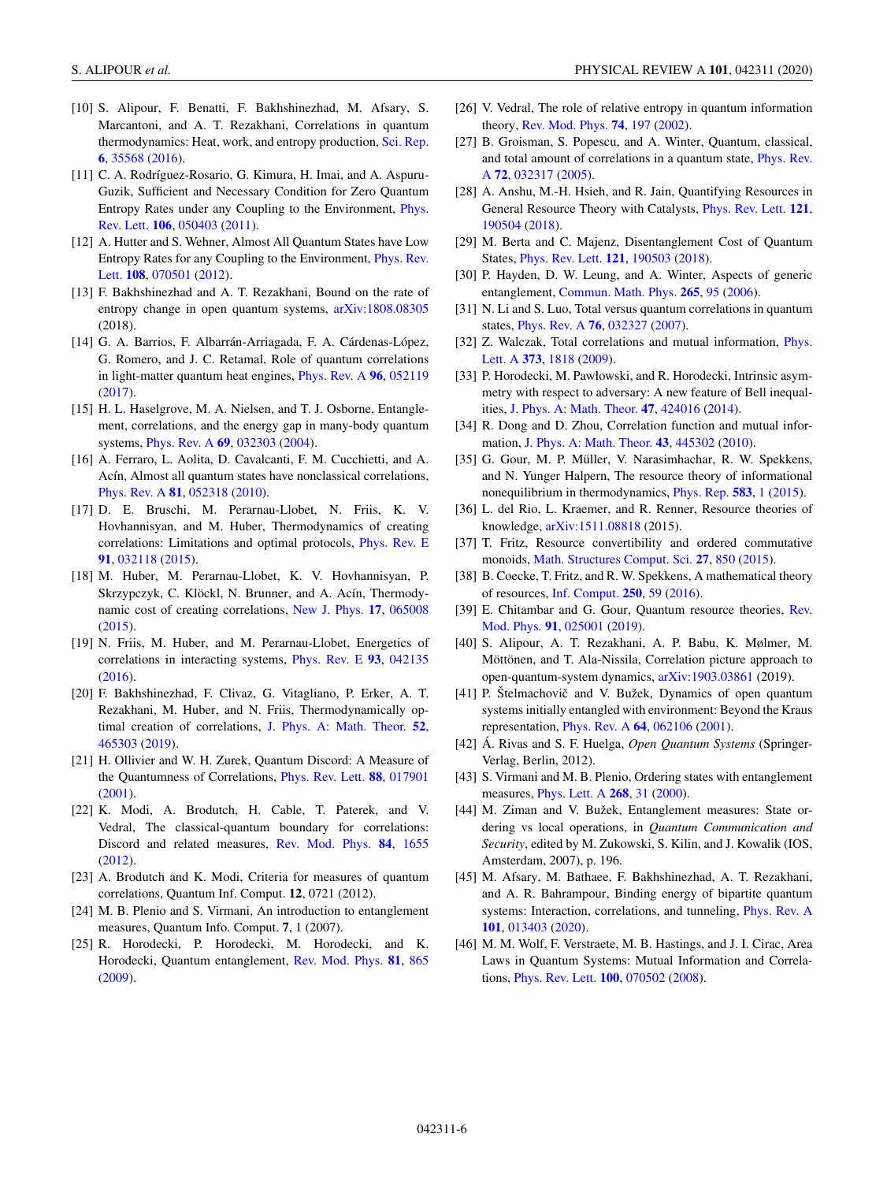[10] S. Alipour, F. Benatti, F. Bakhshinezhad, M. Afsary, S. Marcantoni, and A. T. Rezakhani, Correlations in quantum thermodynamics: Heat, work, and entropy production, Sci. Rep. **6**, 35568 (2016).

[11] C. A. Rodríguez-Rosario, G. Kimura, H. Imai, and A. Aspuru-Guzik, Sufficient and Necessary Condition for Zero Quantum Entropy Rates under any Coupling to the Environment, Phys. Rev. Lett. **106**, 050403 (2011).

[12] A. Hutter and S. Wehner, Almost All Quantum States have Low Entropy Rates for any Coupling to the Environment, Phys. Rev. Lett. **108**, 070501 (2012).

[13] F. Bakhshinezhad and A. T. Rezakhani, Bound on the rate of entropy change in open quantum systems, arXiv:1808.08305 (2018).

[14] G. A. Barrios, F. Albarrán-Arriagada, F. A. Cárdenas-López, G. Romero, and J. C. Retamal, Role of quantum correlations in light-matter quantum heat engines, Phys. Rev. A **96**, 052119 (2017).

[15] H. L. Haselgrove, M. A. Nielsen, and T. J. Osborne, Entanglement, correlations, and the energy gap in many-body quantum systems, Phys. Rev. A **69**, 032303 (2004).

[16] A. Ferraro, L. Aolita, D. Cavalcanti, F. M. Cucchietti, and A. Acín, Almost all quantum states have nonclassical correlations, Phys. Rev. A **81**, 052318 (2010).

[17] D. E. Bruschi, M. Perarnau-Llobet, N. Friis, K. V. Hovhannisyan, and M. Huber, Thermodynamics of creating correlations: Limitations and optimal protocols, Phys. Rev. E **91**, 032118 (2015).

[18] M. Huber, M. Perarnau-Llobet, K. V. Hovhannisyan, P. Skrzypczyk, C. Klöckl, N. Brunner, and A. Acín, Thermodynamic cost of creating correlations, New J. Phys. **17**, 065008 (2015).

[19] N. Friis, M. Huber, and M. Perarnau-Llobet, Energetics of correlations in interacting systems, Phys. Rev. E **93**, 042135 (2016).

[20] F. Bakhshinezhad, F. Clivaz, G. Vitagliano, P. Erker, A. T. Rezakhani, M. Huber, and N. Friis, Thermodynamically optimal creation of correlations, J. Phys. A: Math. Theor. **52**, 465303 (2019).

[21] H. Ollivier and W. H. Zurek, Quantum Discord: A Measure of the Quantumness of Correlations, Phys. Rev. Lett. **88**, 017901 (2001).

[22] K. Modi, A. Brodutch, H. Cable, T. Paterek, and V. Vedral, The classical-quantum boundary for correlations: Discord and related measures, Rev. Mod. Phys. **84**, 1655 (2012).

[23] A. Brodutch and K. Modi, Criteria for measures of quantum correlations, Quantum Inf. Comput. **12**, 0721 (2012).

[24] M. B. Plenio and S. Virmani, An introduction to entanglement measures, Quantum Info. Comput. **7**, 1 (2007).

[25] R. Horodecki, P. Horodecki, M. Horodecki, and K. Horodecki, Quantum entanglement, Rev. Mod. Phys. **81**, 865 (2009).

[26] V. Vedral, The role of relative entropy in quantum information theory, Rev. Mod. Phys. **74**, 197 (2002).

[27] B. Groisman, S. Popescu, and A. Winter, Quantum, classical, and total amount of correlations in a quantum state, Phys. Rev. A **72**, 032317 (2005).

[28] A. Anshu, M.-H. Hsieh, and R. Jain, Quantifying Resources in General Resource Theory with Catalysts, Phys. Rev. Lett. **121**, 190504 (2018).

[29] M. Berta and C. Majenz, Disentanglement Cost of Quantum States, Phys. Rev. Lett. **121**, 190503 (2018).

[30] P. Hayden, D. W. Leung, and A. Winter, Aspects of generic entanglement, Commun. Math. Phys. **265**, 95 (2006).

[31] N. Li and S. Luo, Total versus quantum correlations in quantum states, Phys. Rev. A **76**, 032327 (2007).

[32] Z. Walczak, Total correlations and mutual information, Phys. Lett. A **373**, 1818 (2009).

[33] P. Horodecki, M. Pawłowski, and R. Horodecki, Intrinsic asymmetry with respect to adversary: A new feature of Bell inequalities, J. Phys. A: Math. Theor. **47**, 424016 (2014).

[34] R. Dong and D. Zhou, Correlation function and mutual information, J. Phys. A: Math. Theor. **43**, 445302 (2010).

[35] G. Gour, M. P. Müller, V. Narasimhachar, R. W. Spekkens, and N. Yunger Halpern, The resource theory of informational nonequilibrium in thermodynamics, Phys. Rep. **583**, 1 (2015).

[36] L. del Rio, L. Kraemer, and R. Renner, Resource theories of knowledge, arXiv:1511.08818 (2015).

[37] T. Fritz, Resource convertibility and ordered commutative monoids, Math. Structures Comput. Sci. **27**, 850 (2015).

[38] B. Coecke, T. Fritz, and R. W. Spekkens, A mathematical theory of resources, Inf. Comput. **250**, 59 (2016).

[39] E. Chitambar and G. Gour, Quantum resource theories, Rev. Mod. Phys. **91**, 025001 (2019).

[40] S. Alipour, A. T. Rezakhani, A. P. Babu, K. Mølmer, M. Möttönen, and T. Ala-Nissila, Correlation picture approach to open-quantum-system dynamics, arXiv:1903.03861 (2019).

[41] P. Štelmachovič and V. Bužek, Dynamics of open quantum systems initially entangled with environment: Beyond the Kraus representation, Phys. Rev. A **64**, 062106 (2001).

[42] Á. Rivas and S. F. Huelga, *Open Quantum Systems* (Springer-Verlag, Berlin, 2012).

[43] S. Virmani and M. B. Plenio, Ordering states with entanglement measures, Phys. Lett. A **268**, 31 (2000).

[44] M. Ziman and V. Bužek, Entanglement measures: State ordering vs local operations, in *Quantum Communication and Security*, edited by M. Zukowski, S. Kilin, and J. Kowalik (IOS, Amsterdam, 2007), p. 196.

[45] M. Afsary, M. Bathaee, F. Bakhshinezhad, A. T. Rezakhani, and A. R. Bahrampour, Binding energy of bipartite quantum systems: Interaction, correlations, and tunneling, Phys. Rev. A **101**, 013403 (2020).

[46] M. M. Wolf, F. Verstraete, M. B. Hastings, and J. I. Cirac, Area Laws in Quantum Systems: Mutual Information and Correlations, Phys. Rev. Lett. **100**, 070502 (2008).